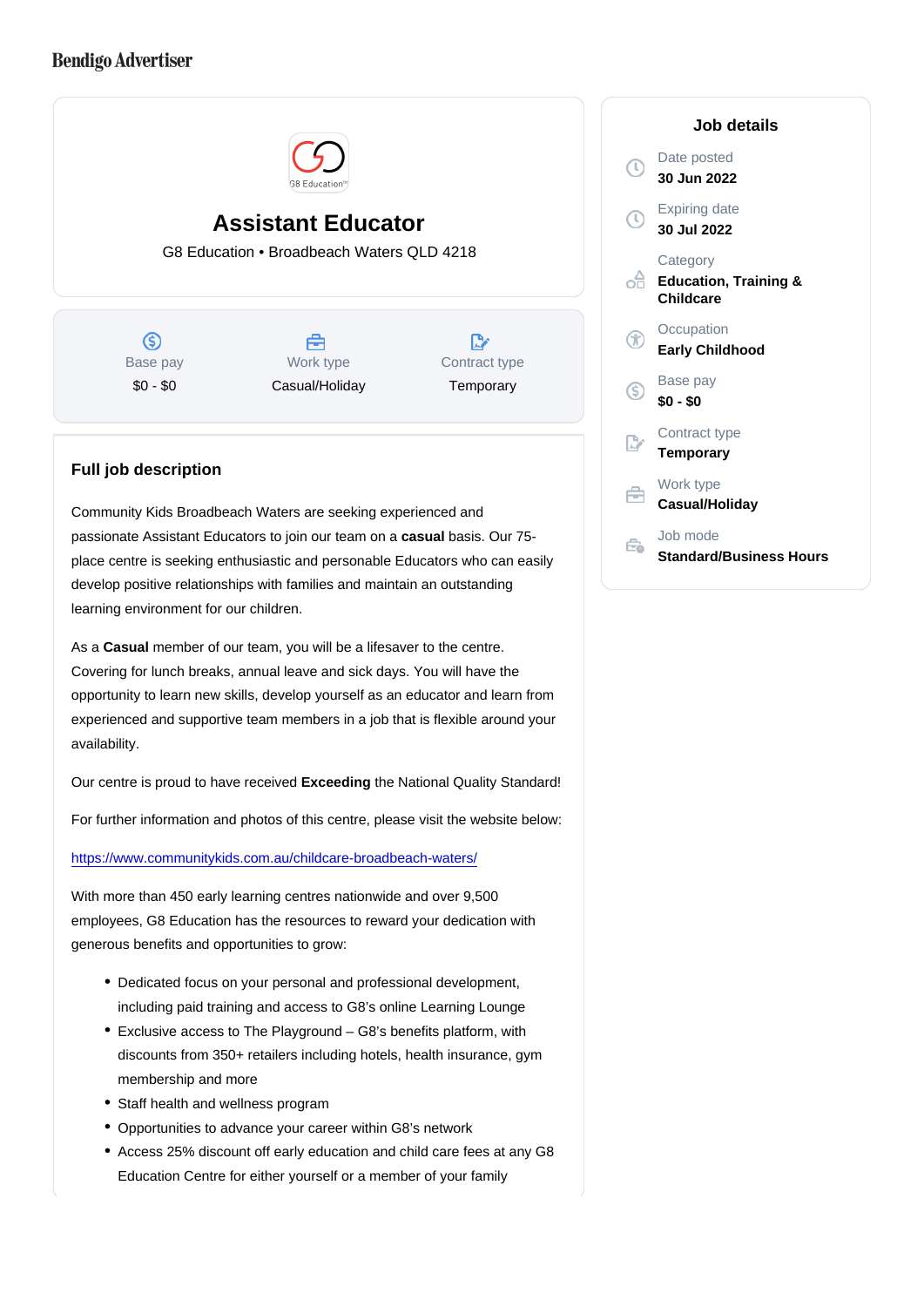Bendigo Advertiser

# Assistant Educator

G8 Education • Broadbeach Waters QLD 4218

| Base pay | Work type | Contract type |
| --- | --- | --- |
| $0 - $0 | Casual/Holiday | Temporary |

## Full job description

Community Kids Broadbeach Waters are seeking experienced and passionate Assistant Educators to join our team on a **casual** basis. Our 75-place centre is seeking enthusiastic and personable Educators who can easily develop positive relationships with families and maintain an outstanding learning environment for our children.

As a **Casual** member of our team, you will be a lifesaver to the centre. Covering for lunch breaks, annual leave and sick days. You will have the opportunity to learn new skills, develop yourself as an educator and learn from experienced and supportive team members in a job that is flexible around your availability.

Our centre is proud to have received **Exceeding** the National Quality Standard!

For further information and photos of this centre, please visit the website below:

https://www.communitykids.com.au/childcare-broadbeach-waters/

With more than 450 early learning centres nationwide and over 9,500 employees, G8 Education has the resources to reward your dedication with generous benefits and opportunities to grow:

- Dedicated focus on your personal and professional development, including paid training and access to G8's online Learning Lounge
- Exclusive access to The Playground – G8's benefits platform, with discounts from 350+ retailers including hotels, health insurance, gym membership and more
- Staff health and wellness program
- Opportunities to advance your career within G8's network
- Access 25% discount off early education and child care fees at any G8 Education Centre for either yourself or a member of your family

## Job details

Date posted
**30 Jun 2022**

Expiring date
**30 Jul 2022**

Category
**Education, Training & Childcare**

Occupation
**Early Childhood**

Base pay
**$0 - $0**

Contract type
**Temporary**

Work type
**Casual/Holiday**

Job mode
**Standard/Business Hours**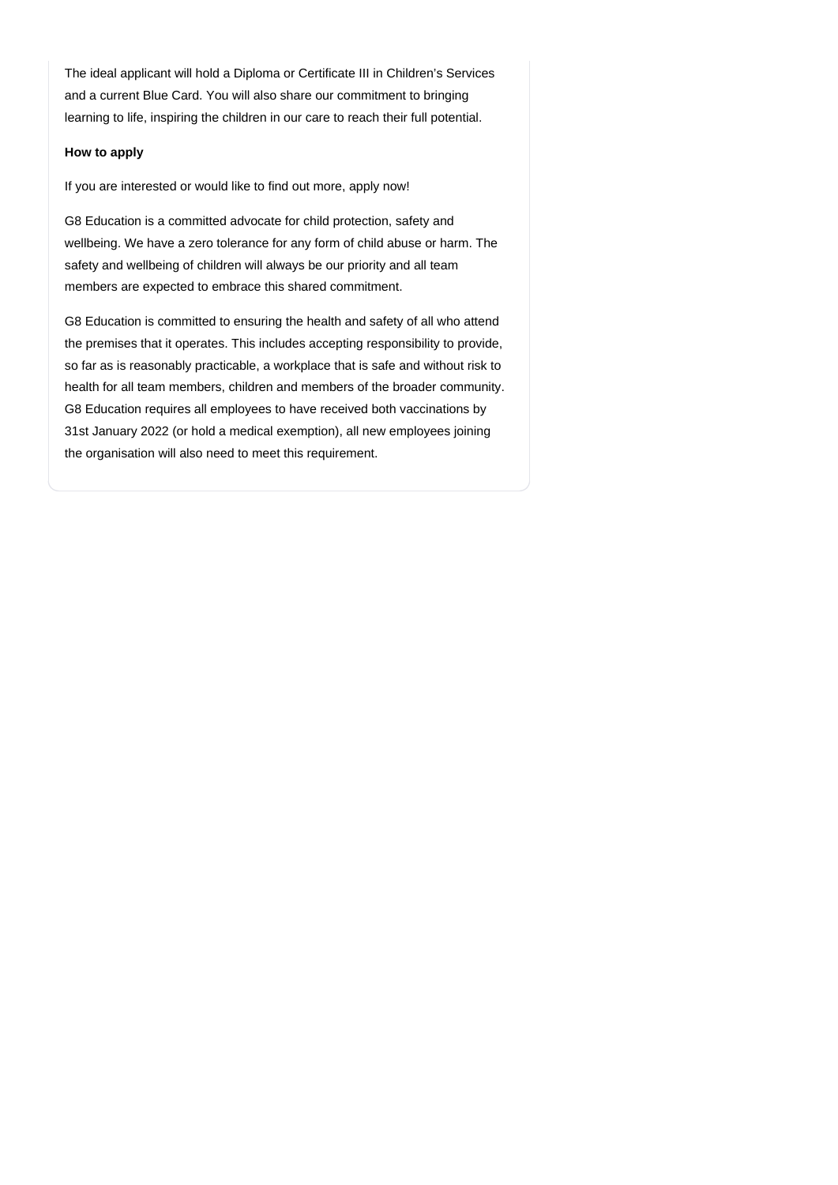The ideal applicant will hold a Diploma or Certificate III in Children's Services and a current Blue Card. You will also share our commitment to bringing learning to life, inspiring the children in our care to reach their full potential.

**How to apply**

If you are interested or would like to find out more, apply now!

G8 Education is a committed advocate for child protection, safety and wellbeing. We have a zero tolerance for any form of child abuse or harm. The safety and wellbeing of children will always be our priority and all team members are expected to embrace this shared commitment.

G8 Education is committed to ensuring the health and safety of all who attend the premises that it operates. This includes accepting responsibility to provide, so far as is reasonably practicable, a workplace that is safe and without risk to health for all team members, children and members of the broader community. G8 Education requires all employees to have received both vaccinations by 31st January 2022 (or hold a medical exemption), all new employees joining the organisation will also need to meet this requirement.